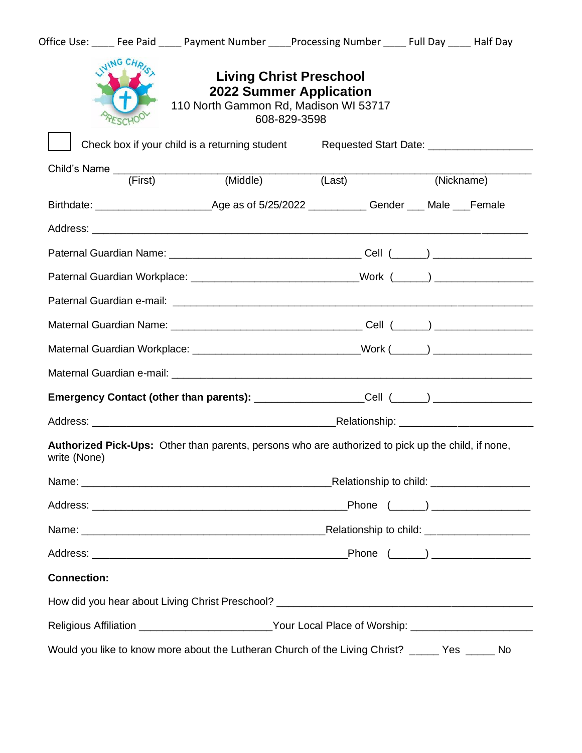Office Use: ____ Fee Paid ____ Payment Number ____Processing Number ____ Full Day ____ Half Day

# Living Christ Preschool
## 2022 Summer Application

110 North Gammon Rd, Madison WI 53717
608-829-3598

☐ Check box if your child is a returning student Requested Start Date: _________________

Child's Name ____________________________________________________________________
(First) (Middle) (Last) (Nickname)

Birthdate: ___________________Age as of 5/25/2022 _________ Gender ___ Male ___Female

Address: ____________________________________________________________________

Paternal Guardian Name: _______________________________ Cell (_____) ________________

Paternal Guardian Workplace: ___________________________Work (_____) ________________

Paternal Guardian e-mail: ______________________________________________________________

Maternal Guardian Name: _______________________________ Cell (_____) ________________

Maternal Guardian Workplace: ___________________________Work (_____) ________________

Maternal Guardian e-mail: ______________________________________________________________

**Emergency Contact (other than parents):** __________________Cell (_____) ________________

Address: ________________________________________Relationship: ______________________

**Authorized Pick-Ups:** Other than parents, persons who are authorized to pick up the child, if none, write (None)

Name: _________________________________________Relationship to child: ________________

Address: ___________________________________________Phone (_____) ________________

Name: ________________________________________Relationship to child: _________________

Address: ___________________________________________Phone (_____) ________________

**Connection:**

How did you hear about Living Christ Preschool? __________________________________________

Religious Affiliation ______________________Your Local Place of Worship: ____________________

Would you like to know more about the Lutheran Church of the Living Christ? _____ Yes _____ No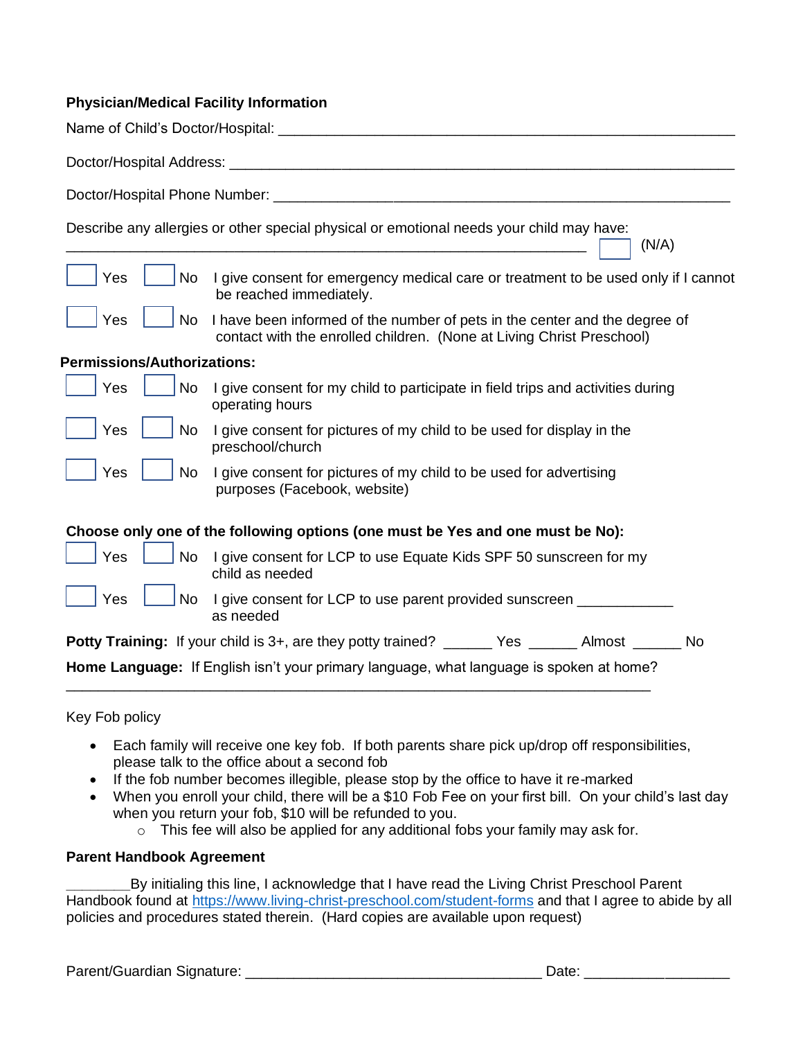**Physician/Medical Facility Information**

Name of Child's Doctor/Hospital: ____________________________________________________________

Doctor/Hospital Address: ________________________________________________________________

Doctor/Hospital Phone Number: ___________________________________________________________

Describe any allergies or other special physical or emotional needs your child may have:
______________________________________________________________________ ☐ (N/A)

☐ Yes ☐ No I give consent for emergency medical care or treatment to be used only if I cannot be reached immediately.

☐ Yes ☐ No I have been informed of the number of pets in the center and the degree of contact with the enrolled children. (None at Living Christ Preschool)

**Permissions/Authorizations:**

☐ Yes ☐ No I give consent for my child to participate in field trips and activities during operating hours

☐ Yes ☐ No I give consent for pictures of my child to be used for display in the preschool/church

☐ Yes ☐ No I give consent for pictures of my child to be used for advertising purposes (Facebook, website)

**Choose only one of the following options (one must be Yes and one must be No):**

☐ Yes ☐ No I give consent for LCP to use Equate Kids SPF 50 sunscreen for my child as needed

☐ Yes ☐ No I give consent for LCP to use parent provided sunscreen ____________ as needed

**Potty Training:** If your child is 3+, are they potty trained? ______ Yes ______ Almost ______ No

**Home Language:** If English isn't your primary language, what language is spoken at home?
______________________________________________________________________________

Key Fob policy

- Each family will receive one key fob. If both parents share pick up/drop off responsibilities, please talk to the office about a second fob
- If the fob number becomes illegible, please stop by the office to have it re-marked
- When you enroll your child, there will be a $10 Fob Fee on your first bill. On your child's last day when you return your fob, $10 will be refunded to you.
  - This fee will also be applied for any additional fobs your family may ask for.

**Parent Handbook Agreement**

________By initialing this line, I acknowledge that I have read the Living Christ Preschool Parent Handbook found at https://www.living-christ-preschool.com/student-forms and that I agree to abide by all policies and procedures stated therein. (Hard copies are available upon request)

Parent/Guardian Signature: ____________________________________ Date: __________________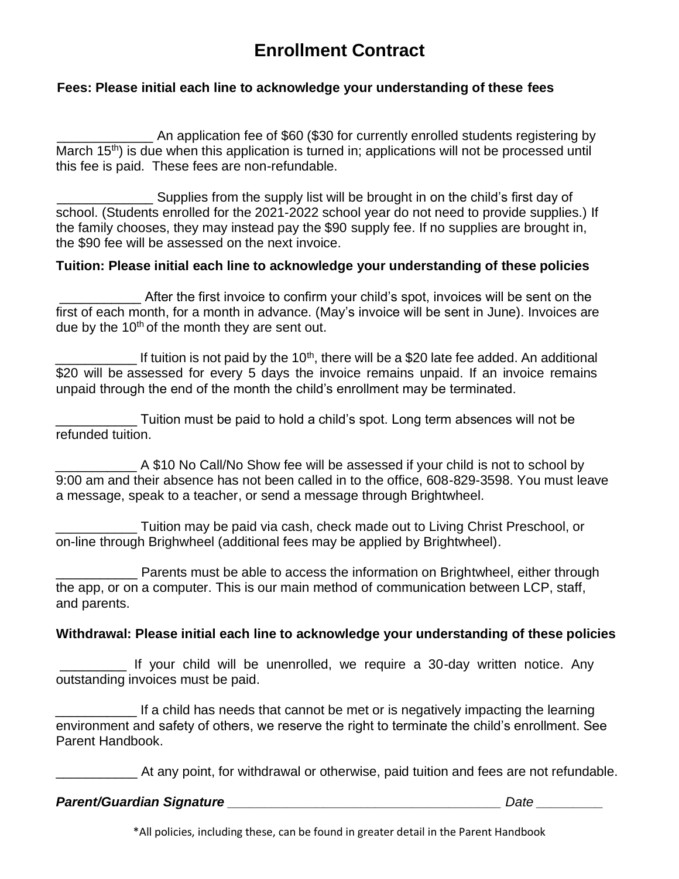# Enrollment Contract

**Fees: Please initial each line to acknowledge your understanding of these fees**

_____________ An application fee of $60 ($30 for currently enrolled students registering by March 15th) is due when this application is turned in; applications will not be processed until this fee is paid. These fees are non-refundable.

_____________ Supplies from the supply list will be brought in on the child's first day of school. (Students enrolled for the 2021-2022 school year do not need to provide supplies.) If the family chooses, they may instead pay the $90 supply fee. If no supplies are brought in, the $90 fee will be assessed on the next invoice.

**Tuition: Please initial each line to acknowledge your understanding of these policies**

___________ After the first invoice to confirm your child's spot, invoices will be sent on the first of each month, for a month in advance. (May's invoice will be sent in June). Invoices are due by the 10th of the month they are sent out.

___________ If tuition is not paid by the 10th, there will be a $20 late fee added. An additional $20 will be assessed for every 5 days the invoice remains unpaid. If an invoice remains unpaid through the end of the month the child's enrollment may be terminated.

___________ Tuition must be paid to hold a child's spot. Long term absences will not be refunded tuition.

___________ A $10 No Call/No Show fee will be assessed if your child is not to school by 9:00 am and their absence has not been called in to the office, 608-829-3598. You must leave a message, speak to a teacher, or send a message through Brightwheel.

___________ Tuition may be paid via cash, check made out to Living Christ Preschool, or on-line through Brighwheel (additional fees may be applied by Brightwheel).

___________ Parents must be able to access the information on Brightwheel, either through the app, or on a computer. This is our main method of communication between LCP, staff, and parents.

**Withdrawal: Please initial each line to acknowledge your understanding of these policies**

_________ If your child will be unenrolled, we require a 30-day written notice. Any outstanding invoices must be paid.

___________ If a child has needs that cannot be met or is negatively impacting the learning environment and safety of others, we reserve the right to terminate the child's enrollment. See Parent Handbook.

___________ At any point, for withdrawal or otherwise, paid tuition and fees are not refundable.

***Parent/Guardian Signature*** _____________________________________ *Date* _________

*All policies, including these, can be found in greater detail in the Parent Handbook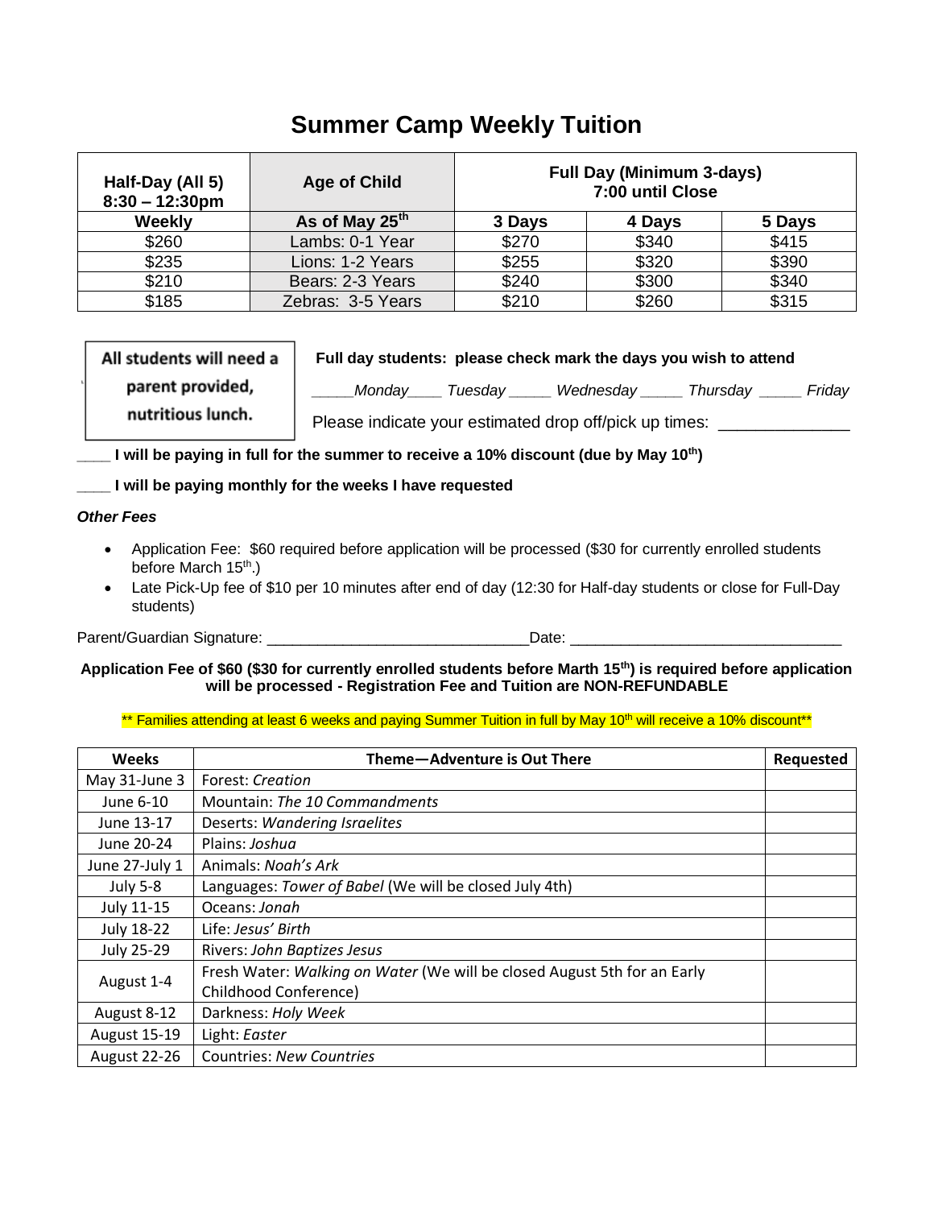# Summary Camp Weekly Tuition

| Half-Day (All 5) 8:30 – 12:30pm | Age of Child | Full Day (Minimum 3-days) 7:00 until Close | | |
|---|---|---|---|---|
| Weekly | As of May 25th | 3 Days | 4 Days | 5 Days |
| $260 | Lambs: 0-1 Year | $270 | $340 | $415 |
| $235 | Lions: 1-2 Years | $255 | $320 | $390 |
| $210 | Bears: 2-3 Years | $240 | $300 | $340 |
| $185 | Zebras: 3-5 Years | $210 | $260 | $315 |

**All students will need a parent provided, nutritious lunch.**

**Full day students: please check mark the days you wish to attend**

_____*Monday*____ *Tuesday* _____ *Wednesday* _____ *Thursday* _____ *Friday*

Please indicate your estimated drop off/pick up times: ______________

**____ I will be paying in full for the summer to receive a 10% discount (due by May 10th)**

**____ I will be paying monthly for the weeks I have requested**

***Other Fees***

- Application Fee: $60 required before application will be processed ($30 for currently enrolled students before March 15th.)
- Late Pick-Up fee of $10 per 10 minutes after end of day (12:30 for Half-day students or close for Full-Day students)

Parent/Guardian Signature: ______________________________Date: _______________________________

**Application Fee of $60 ($30 for currently enrolled students before Marth 15th) is required before application will be processed - Registration Fee and Tuition are NON-REFUNDABLE**

** Families attending at least 6 weeks and paying Summer Tuition in full by May 10th will receive a 10% discount**

| Weeks | Theme—Adventure is Out There | Requested |
|---|---|---|
| May 31-June 3 | Forest: *Creation* | |
| June 6-10 | Mountain: *The 10 Commandments* | |
| June 13-17 | Deserts: *Wandering Israelites* | |
| June 20-24 | Plains: *Joshua* | |
| June 27-July 1 | Animals: *Noah's Ark* | |
| July 5-8 | Languages: *Tower of Babel* (We will be closed July 4th) | |
| July 11-15 | Oceans: *Jonah* | |
| July 18-22 | Life: *Jesus' Birth* | |
| July 25-29 | Rivers: *John Baptizes Jesus* | |
| August 1-4 | Fresh Water: *Walking on Water* (We will be closed August 5th for an Early Childhood Conference) | |
| August 8-12 | Darkness: *Holy Week* | |
| August 15-19 | Light: *Easter* | |
| August 22-26 | Countries: *New Countries* | |